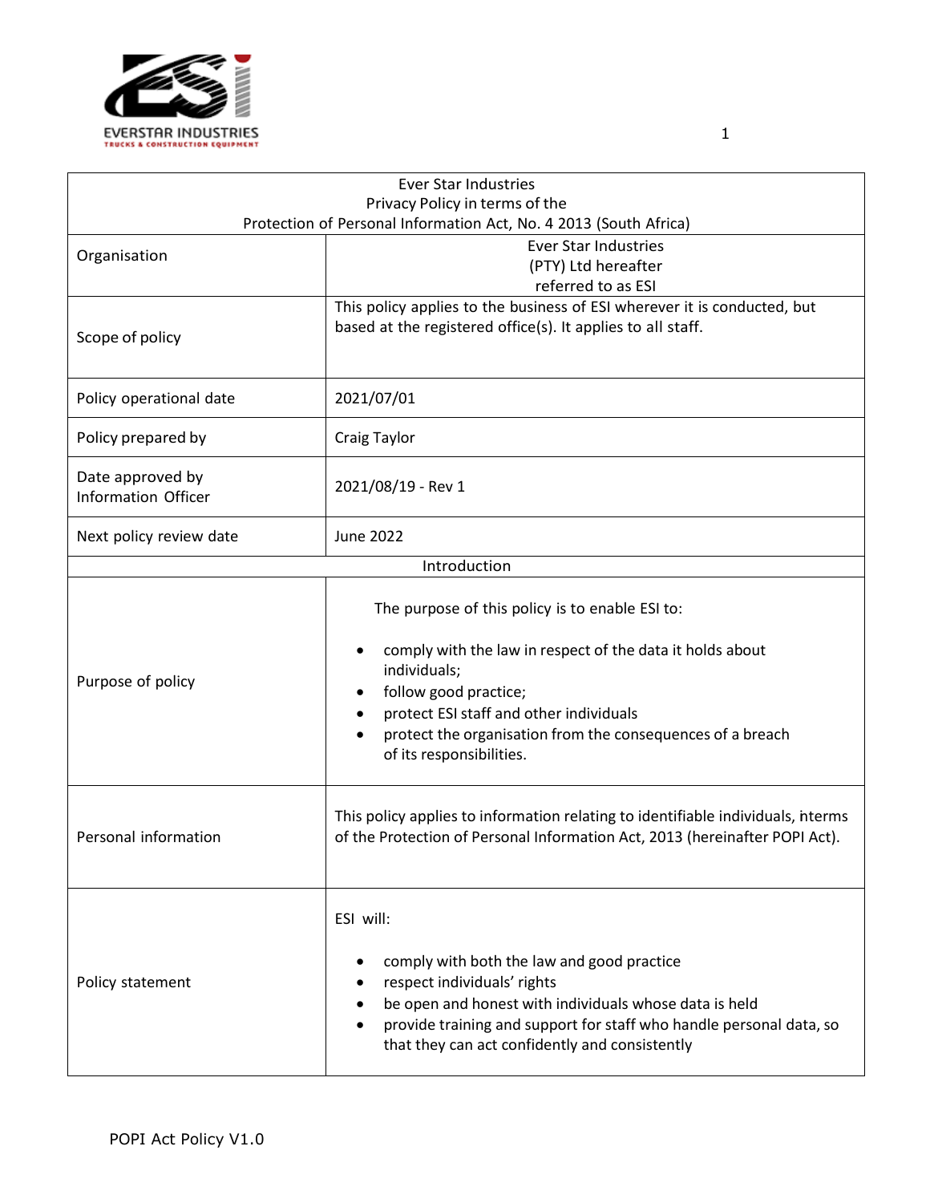| Ever Star Industries<br>Privacy Policy in terms of the<br>Protection of Personal Information Act, No. 4 2013 (South Africa) | |
|---|---|
| Organisation | Ever Star Industries (PTY) Ltd hereafter referred to as ESI |
| Scope of policy | This policy applies to the business of ESI wherever it is conducted, but based at the registered office(s). It applies to all staff. |
| Policy operational date | 2021/07/01 |
| Policy prepared by | Craig Taylor |
| Date approved by Information Officer | 2021/08/19 - Rev 1 |
| Next policy review date | June 2022 |
| Introduction | |
| Purpose of policy | The purpose of this policy is to enable ESI to:<br>• comply with the law in respect of the data it holds about individuals;<br>• follow good practice;<br>• protect ESI staff and other individuals<br>• protect the organisation from the consequences of a breach of its responsibilities. |
| Personal information | This policy applies to information relating to identifiable individuals, interms of the Protection of Personal Information Act, 2013 (hereinafter POPI Act). |
| Policy statement | ESI will:<br>• comply with both the law and good practice<br>• respect individuals' rights<br>• be open and honest with individuals whose data is held<br>• provide training and support for staff who handle personal data, so that they can act confidently and consistently |

POPI Act Policy V1.0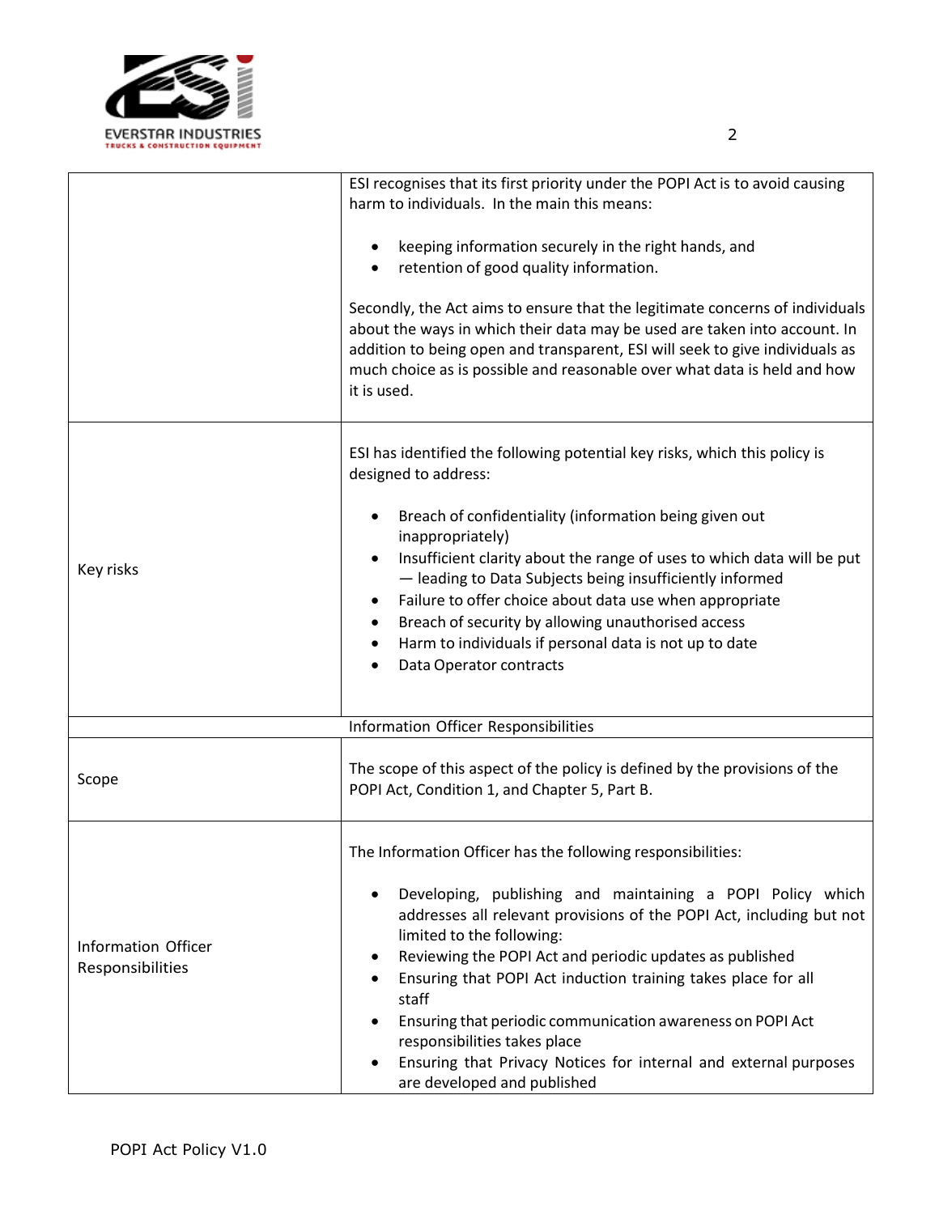| | |
|---|---|
| | ESI recognises that its first priority under the POPI Act is to avoid causing harm to individuals. In the main this means:<br><br>• keeping information securely in the right hands, and<br>• retention of good quality information.<br><br>Secondly, the Act aims to ensure that the legitimate concerns of individuals about the ways in which their data may be used are taken into account. In addition to being open and transparent, ESI will seek to give individuals as much choice as is possible and reasonable over what data is held and how it is used. |
| Key risks | ESI has identified the following potential key risks, which this policy is designed to address:<br><br>• Breach of confidentiality (information being given out inappropriately)<br>• Insufficient clarity about the range of uses to which data will be put — leading to Data Subjects being insufficiently informed<br>• Failure to offer choice about data use when appropriate<br>• Breach of security by allowing unauthorised access<br>• Harm to individuals if personal data is not up to date<br>• Data Operator contracts |
| Information Officer Responsibilities | |
| Scope | The scope of this aspect of the policy is defined by the provisions of the POPI Act, Condition 1, and Chapter 5, Part B. |
| Information Officer Responsibilities | The Information Officer has the following responsibilities:<br><br>• Developing, publishing and maintaining a POPI Policy which addresses all relevant provisions of the POPI Act, including but not limited to the following:<br>• Reviewing the POPI Act and periodic updates as published<br>• Ensuring that POPI Act induction training takes place for all staff<br>• Ensuring that periodic communication awareness on POPI Act responsibilities takes place<br>• Ensuring that Privacy Notices for internal and external purposes are developed and published |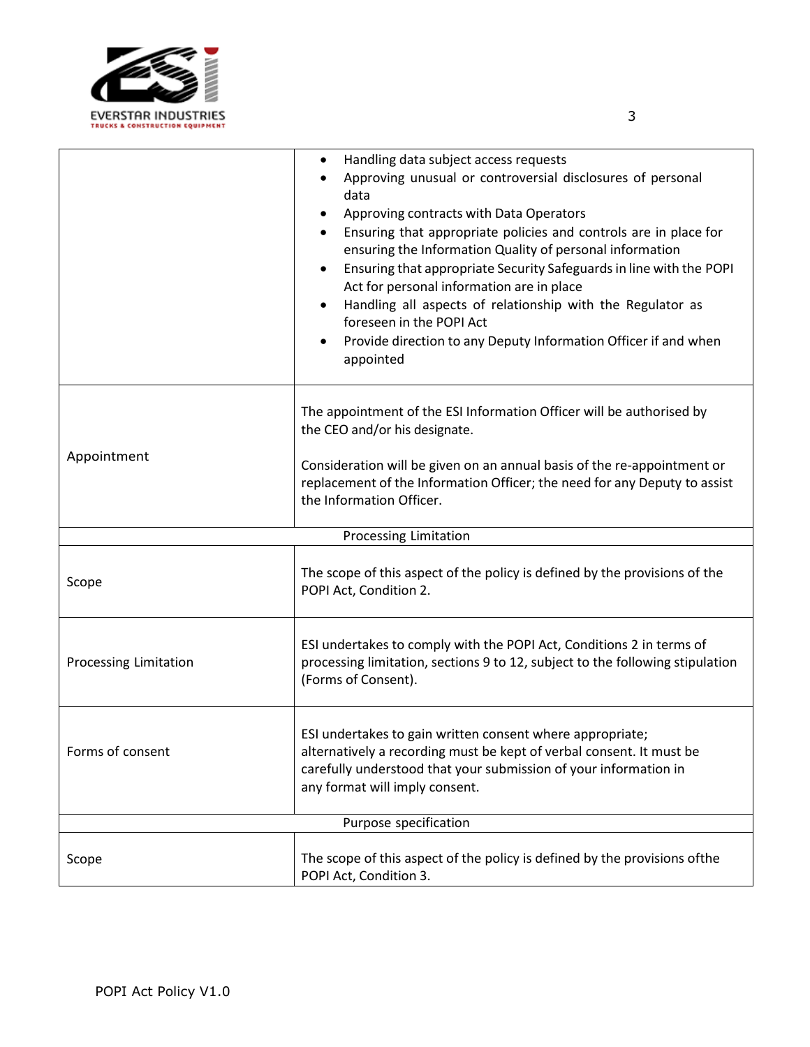| | |
|---|---|
| | • Handling data subject access requests<br>• Approving unusual or controversial disclosures of personal data<br>• Approving contracts with Data Operators<br>• Ensuring that appropriate policies and controls are in place for ensuring the Information Quality of personal information<br>• Ensuring that appropriate Security Safeguards in line with the POPI Act for personal information are in place<br>• Handling all aspects of relationship with the Regulator as foreseen in the POPI Act<br>• Provide direction to any Deputy Information Officer if and when appointed |
| Appointment | The appointment of the ESI Information Officer will be authorised by the CEO and/or his designate.<br><br>Consideration will be given on an annual basis of the re-appointment or replacement of the Information Officer; the need for any Deputy to assist the Information Officer. |
| **Processing Limitation** | |
| Scope | The scope of this aspect of the policy is defined by the provisions of the POPI Act, Condition 2. |
| Processing Limitation | ESI undertakes to comply with the POPI Act, Conditions 2 in terms of processing limitation, sections 9 to 12, subject to the following stipulation (Forms of Consent). |
| Forms of consent | ESI undertakes to gain written consent where appropriate; alternatively a recording must be kept of verbal consent. It must be carefully understood that your submission of your information in any format will imply consent. |
| **Purpose specification** | |
| Scope | The scope of this aspect of the policy is defined by the provisions ofthe POPI Act, Condition 3. |

POPI Act Policy V1.0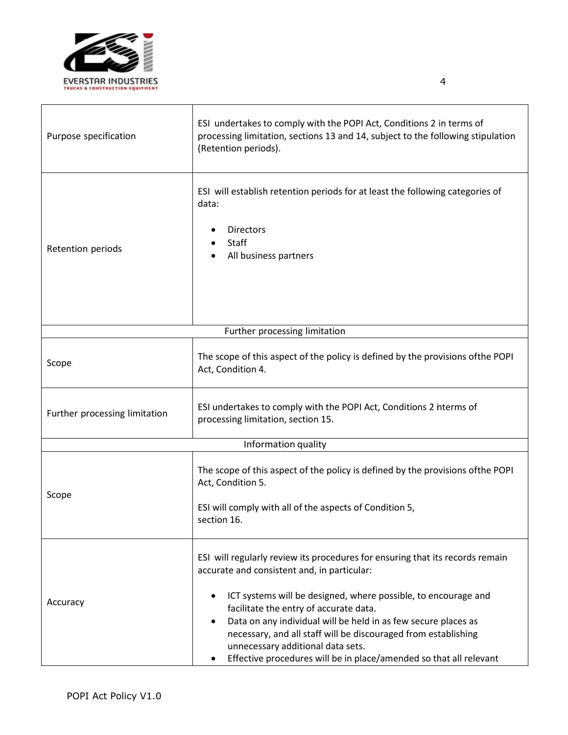| | |
|---|---|
| Purpose specification | ESI undertakes to comply with the POPI Act, Conditions 2 in terms of processing limitation, sections 13 and 14, subject to the following stipulation (Retention periods). |
| Retention periods | ESI will establish retention periods for at least the following categories of data:<br><br>• Directors<br>• Staff<br>• All business partners |
| **Further processing limitation** | |
| Scope | The scope of this aspect of the policy is defined by the provisions ofthe POPI Act, Condition 4. |
| Further processing limitation | ESI undertakes to comply with the POPI Act, Conditions 2 interms of processing limitation, section 15. |
| **Information quality** | |
| Scope | The scope of this aspect of the policy is defined by the provisions ofthe POPI Act, Condition 5.<br><br>ESI will comply with all of the aspects of Condition 5, section 16. |
| Accuracy | ESI will regularly review its procedures for ensuring that its records remain accurate and consistent and, in particular:<br><br>• ICT systems will be designed, where possible, to encourage and facilitate the entry of accurate data.<br>• Data on any individual will be held in as few secure places as necessary, and all staff will be discouraged from establishing unnecessary additional data sets.<br>• Effective procedures will be in place/amended so that all relevant |

POPI Act Policy V1.0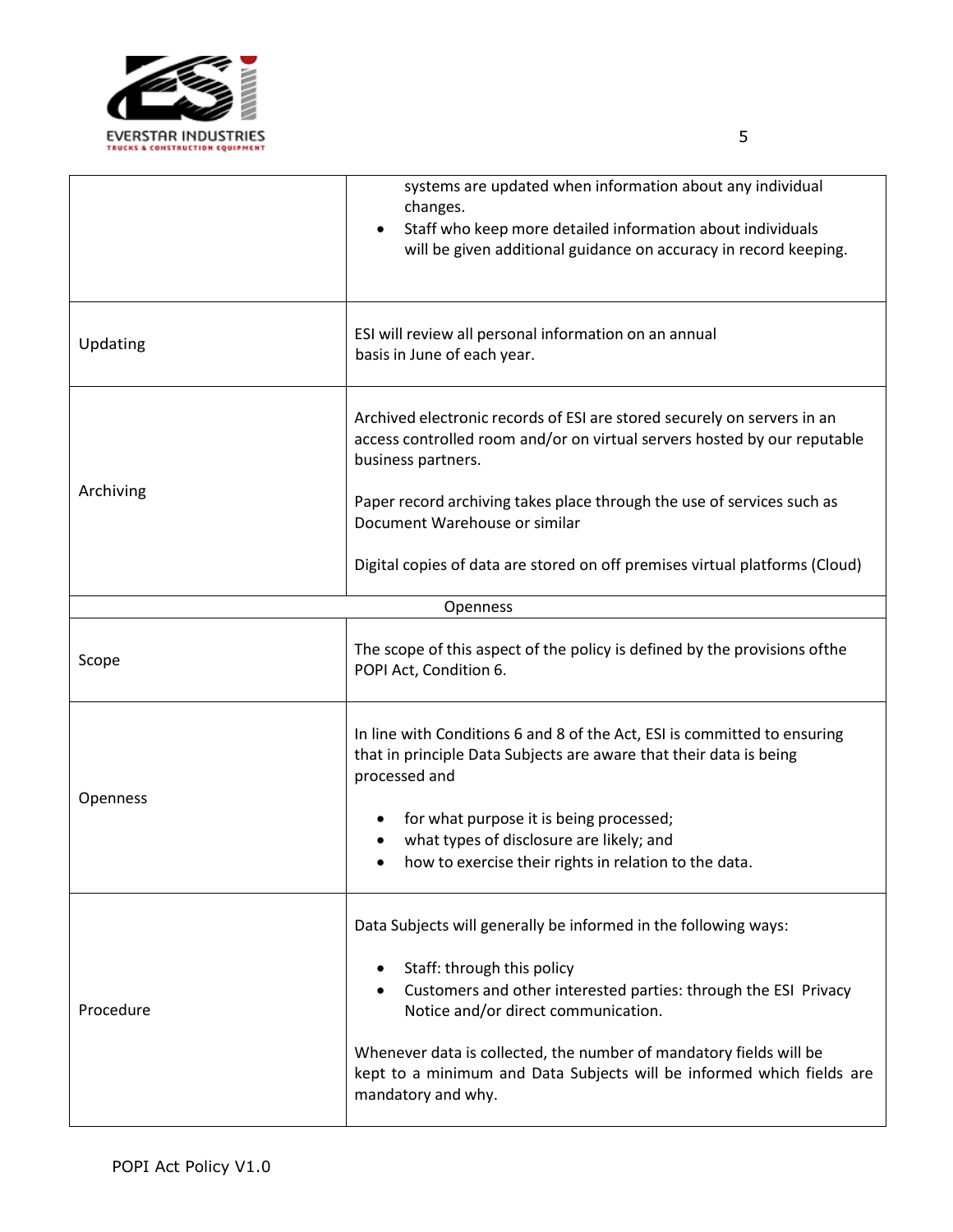| | |
|---|---|
| | systems are updated when information about any individual changes.<br>• Staff who keep more detailed information about individuals will be given additional guidance on accuracy in record keeping. |
| Updating | ESI will review all personal information on an annual basis in June of each year. |
| Archiving | Archived electronic records of ESI are stored securely on servers in an access controlled room and/or on virtual servers hosted by our reputable business partners.<br><br>Paper record archiving takes place through the use of services such as Document Warehouse or similar<br><br>Digital copies of data are stored on off premises virtual platforms (Cloud) |
| **Openness** | |
| Scope | The scope of this aspect of the policy is defined by the provisions ofthe POPI Act, Condition 6. |
| Openness | In line with Conditions 6 and 8 of the Act, ESI is committed to ensuring that in principle Data Subjects are aware that their data is being processed and<br><br>• for what purpose it is being processed;<br>• what types of disclosure are likely; and<br>• how to exercise their rights in relation to the data. |
| Procedure | Data Subjects will generally be informed in the following ways:<br><br>• Staff: through this policy<br>• Customers and other interested parties: through the ESI Privacy Notice and/or direct communication.<br><br>Whenever data is collected, the number of mandatory fields will be kept to a minimum and Data Subjects will be informed which fields are mandatory and why. |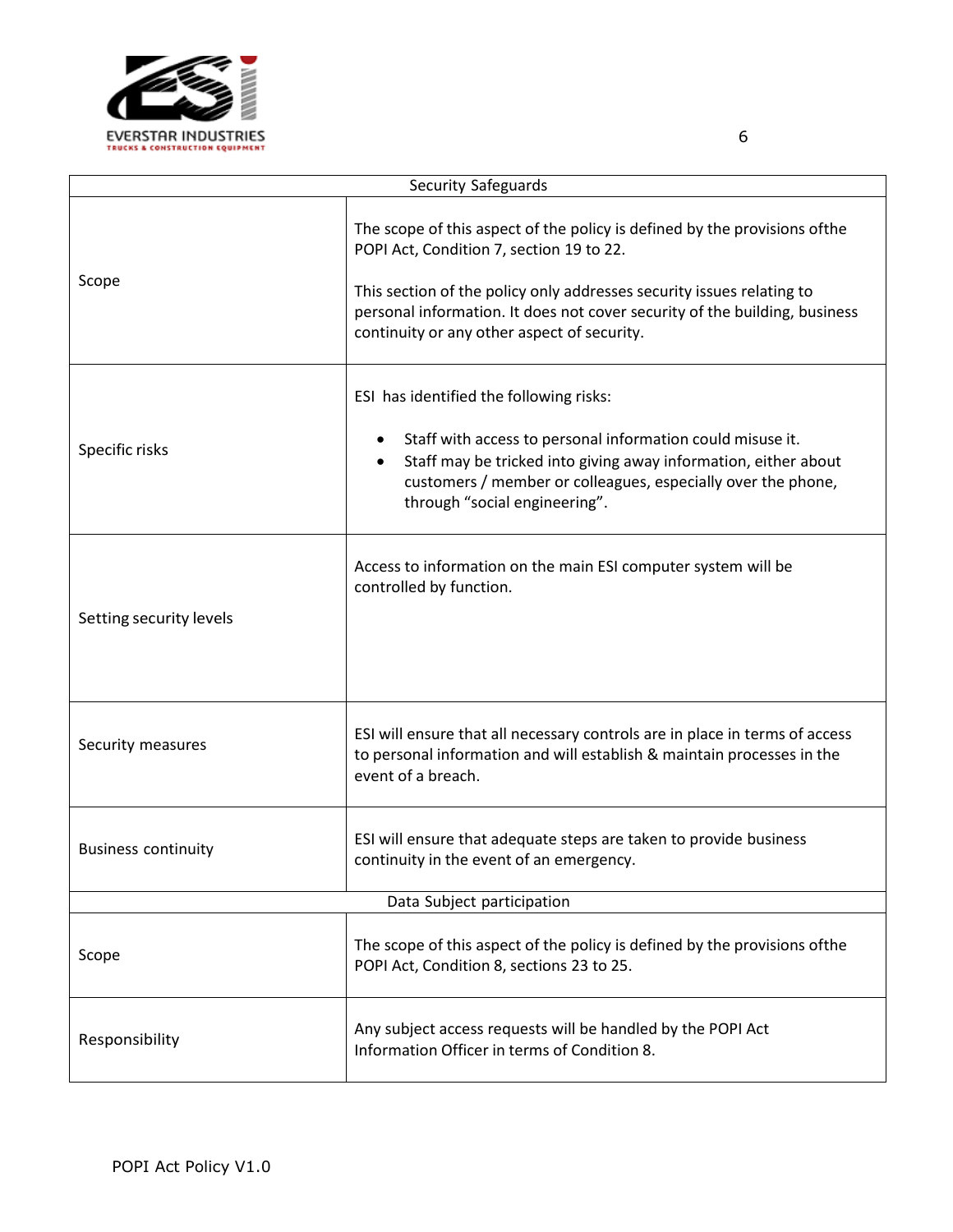| Security Safeguards | |
|---|---|
| Scope | The scope of this aspect of the policy is defined by the provisions ofthe POPI Act, Condition 7, section 19 to 22.<br><br>This section of the policy only addresses security issues relating to personal information. It does not cover security of the building, business continuity or any other aspect of security. |
| Specific risks | ESI has identified the following risks:<br><br>• Staff with access to personal information could misuse it.<br>• Staff may be tricked into giving away information, either about customers / member or colleagues, especially over the phone, through "social engineering". |
| Setting security levels | Access to information on the main ESI computer system will be controlled by function. |
| Security measures | ESI will ensure that all necessary controls are in place in terms of access to personal information and will establish & maintain processes in the event of a breach. |
| Business continuity | ESI will ensure that adequate steps are taken to provide business continuity in the event of an emergency. |
| Data Subject participation | |
| Scope | The scope of this aspect of the policy is defined by the provisions ofthe POPI Act, Condition 8, sections 23 to 25. |
| Responsibility | Any subject access requests will be handled by the POPI Act Information Officer in terms of Condition 8. |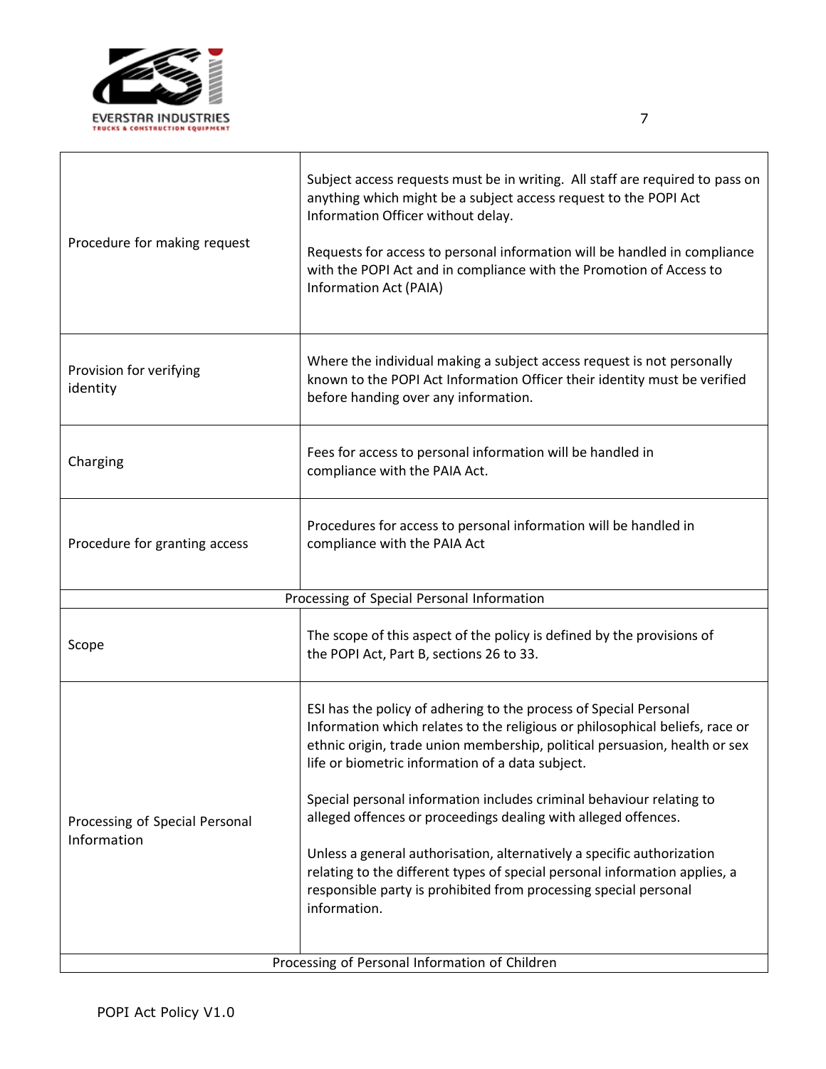| | |
|---|---|
| Procedure for making request | Subject access requests must be in writing. All staff are required to pass on anything which might be a subject access request to the POPI Act Information Officer without delay.<br><br>Requests for access to personal information will be handled in compliance with the POPI Act and in compliance with the Promotion of Access to Information Act (PAIA) |
| Provision for verifying identity | Where the individual making a subject access request is not personally known to the POPI Act Information Officer their identity must be verified before handing over any information. |
| Charging | Fees for access to personal information will be handled in compliance with the PAIA Act. |
| Procedure for granting access | Procedures for access to personal information will be handled in compliance with the PAIA Act |
| **Processing of Special Personal Information** | |
| Scope | The scope of this aspect of the policy is defined by the provisions of the POPI Act, Part B, sections 26 to 33. |
| Processing of Special Personal Information | ESI has the policy of adhering to the process of Special Personal Information which relates to the religious or philosophical beliefs, race or ethnic origin, trade union membership, political persuasion, health or sex life or biometric information of a data subject.<br><br>Special personal information includes criminal behaviour relating to alleged offences or proceedings dealing with alleged offences.<br><br>Unless a general authorisation, alternatively a specific authorization relating to the different types of special personal information applies, a responsible party is prohibited from processing special personal information. |
| **Processing of Personal Information of Children** | |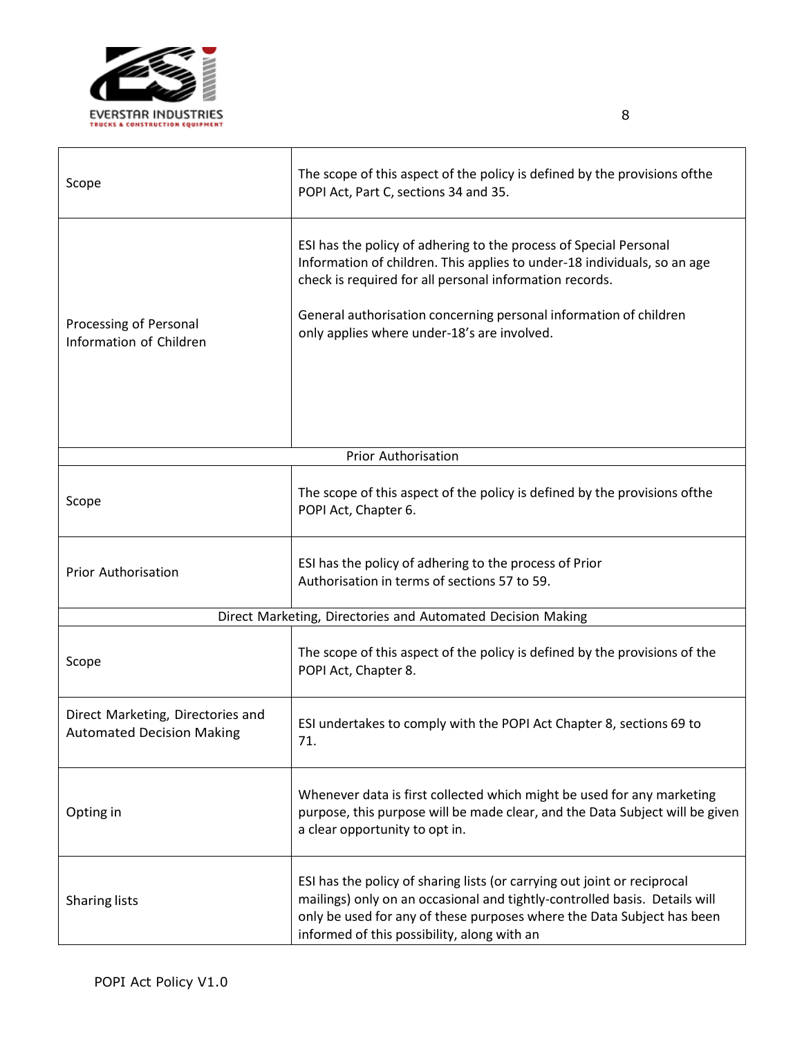| | |
|---|---|
| Scope | The scope of this aspect of the policy is defined by the provisions ofthe POPI Act, Part C, sections 34 and 35. |
| Processing of Personal Information of Children | ESI has the policy of adhering to the process of Special Personal Information of children. This applies to under-18 individuals, so an age check is required for all personal information records.<br><br>General authorisation concerning personal information of children only applies where under-18's are involved. |
| Prior Authorisation | |
| Scope | The scope of this aspect of the policy is defined by the provisions ofthe POPI Act, Chapter 6. |
| Prior Authorisation | ESI has the policy of adhering to the process of Prior Authorisation in terms of sections 57 to 59. |
| Direct Marketing, Directories and Automated Decision Making | |
| Scope | The scope of this aspect of the policy is defined by the provisions of the POPI Act, Chapter 8. |
| Direct Marketing, Directories and Automated Decision Making | ESI undertakes to comply with the POPI Act Chapter 8, sections 69 to 71. |
| Opting in | Whenever data is first collected which might be used for any marketing purpose, this purpose will be made clear, and the Data Subject will be given a clear opportunity to opt in. |
| Sharing lists | ESI has the policy of sharing lists (or carrying out joint or reciprocal mailings) only on an occasional and tightly-controlled basis. Details will only be used for any of these purposes where the Data Subject has been informed of this possibility, along with an |

POPI Act Policy V1.0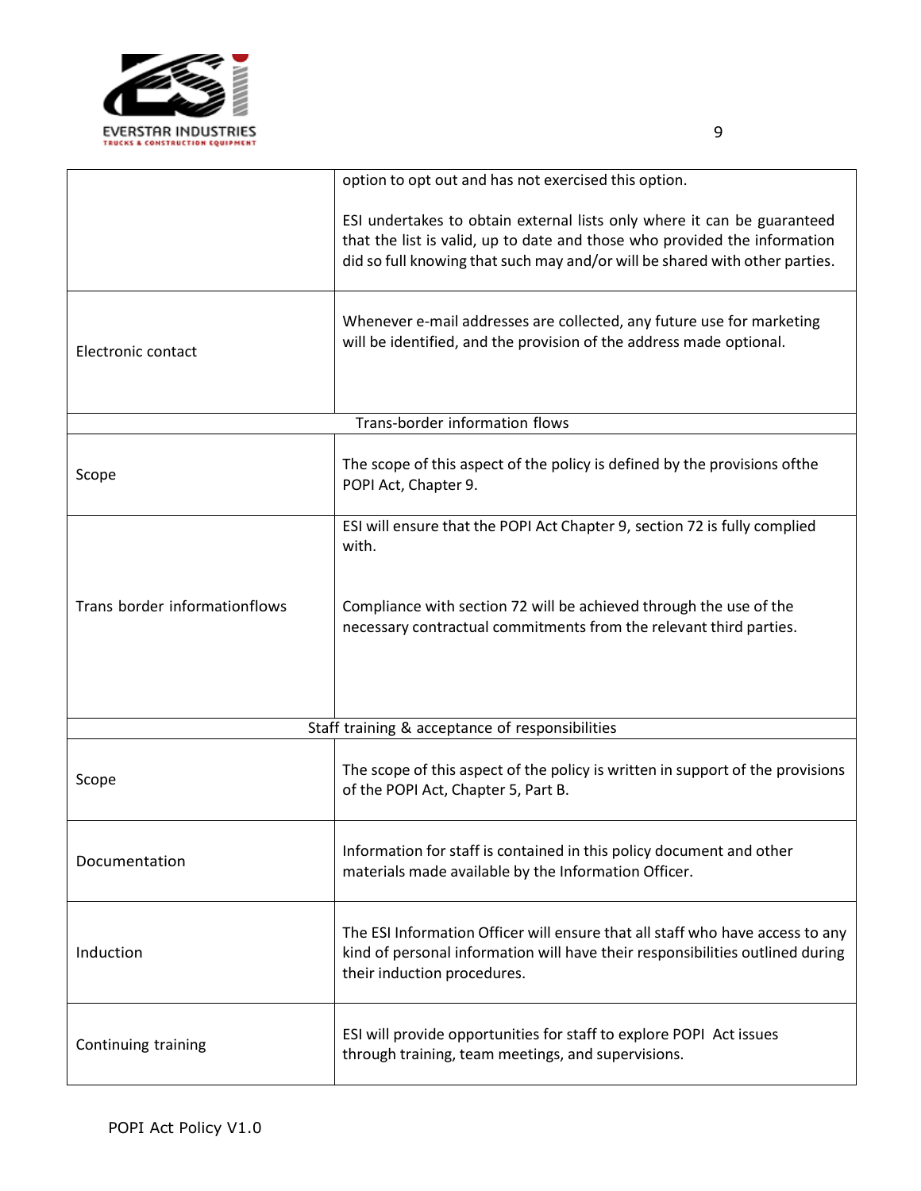| | |
|---|---|
| | option to opt out and has not exercised this option.<br><br>ESI undertakes to obtain external lists only where it can be guaranteed that the list is valid, up to date and those who provided the information did so full knowing that such may and/or will be shared with other parties. |
| Electronic contact | Whenever e-mail addresses are collected, any future use for marketing will be identified, and the provision of the address made optional. |
| **Trans-border information flows** | |
| Scope | The scope of this aspect of the policy is defined by the provisions ofthe POPI Act, Chapter 9. |
| Trans border informationflows | ESI will ensure that the POPI Act Chapter 9, section 72 is fully complied with.<br><br>Compliance with section 72 will be achieved through the use of the necessary contractual commitments from the relevant third parties. |
| **Staff training & acceptance of responsibilities** | |
| Scope | The scope of this aspect of the policy is written in support of the provisions of the POPI Act, Chapter 5, Part B. |
| Documentation | Information for staff is contained in this policy document and other materials made available by the Information Officer. |
| Induction | The ESI Information Officer will ensure that all staff who have access to any kind of personal information will have their responsibilities outlined during their induction procedures. |
| Continuing training | ESI will provide opportunities for staff to explore POPI Act issues through training, team meetings, and supervisions. |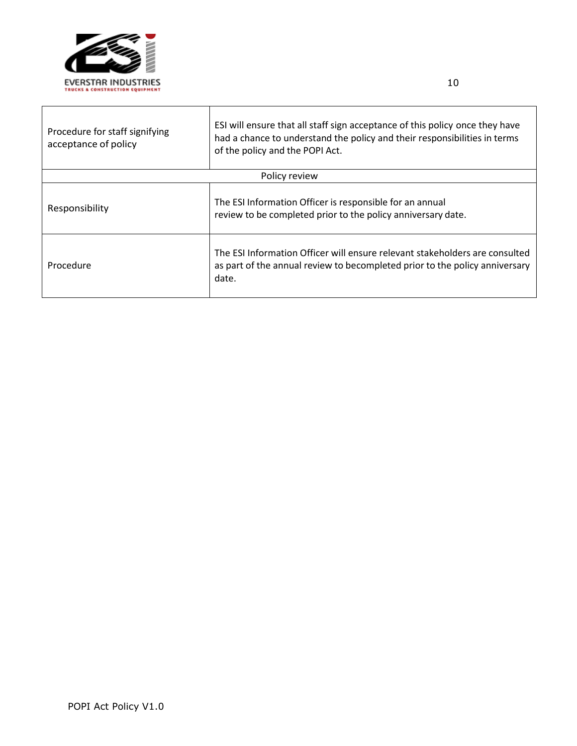| | |
|---|---|
| Procedure for staff signifying acceptance of policy | ESI will ensure that all staff sign acceptance of this policy once they have had a chance to understand the policy and their responsibilities in terms of the policy and the POPI Act. |
| Policy review | |
| Responsibility | The ESI Information Officer is responsible for an annual review to be completed prior to the policy anniversary date. |
| Procedure | The ESI Information Officer will ensure relevant stakeholders are consulted as part of the annual review to becompleted prior to the policy anniversary date. |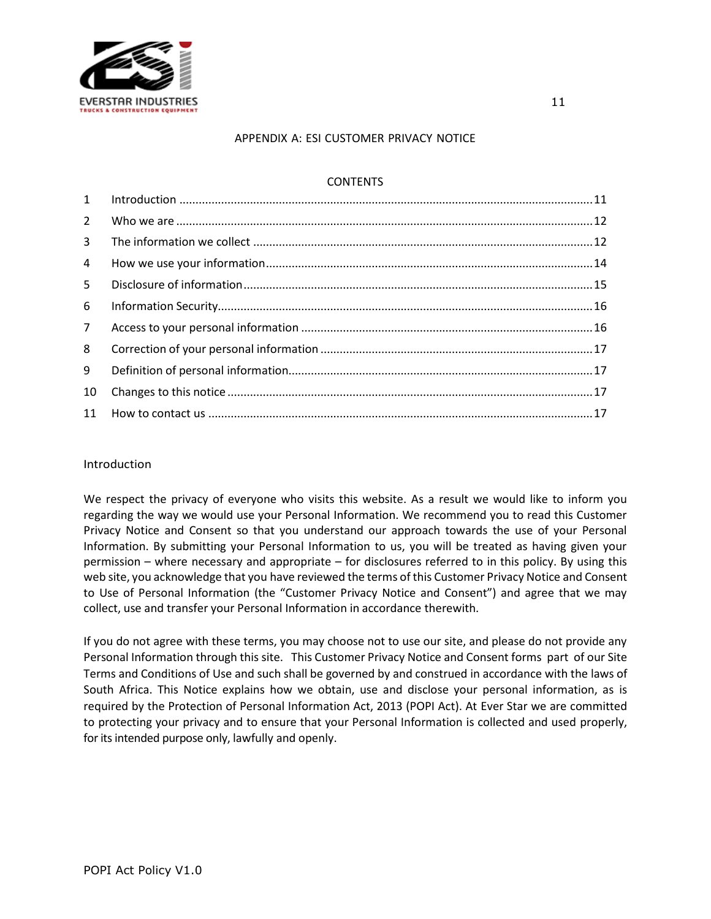APPENDIX A: ESI CUSTOMER PRIVACY NOTICE

CONTENTS

| | | |
|---|---|---|
| 1 | Introduction | 11 |
| 2 | Who we are | 12 |
| 3 | The information we collect | 12 |
| 4 | How we use your information | 14 |
| 5 | Disclosure of information | 15 |
| 6 | Information Security | 16 |
| 7 | Access to your personal information | 16 |
| 8 | Correction of your personal information | 17 |
| 9 | Definition of personal information | 17 |
| 10 | Changes to this notice | 17 |
| 11 | How to contact us | 17 |

## Introduction

We respect the privacy of everyone who visits this website. As a result we would like to inform you regarding the way we would use your Personal Information. We recommend you to read this Customer Privacy Notice and Consent so that you understand our approach towards the use of your Personal Information. By submitting your Personal Information to us, you will be treated as having given your permission – where necessary and appropriate – for disclosures referred to in this policy. By using this web site, you acknowledge that you have reviewed the terms of this Customer Privacy Notice and Consent to Use of Personal Information (the "Customer Privacy Notice and Consent") and agree that we may collect, use and transfer your Personal Information in accordance therewith.

If you do not agree with these terms, you may choose not to use our site, and please do not provide any Personal Information through this site. This Customer Privacy Notice and Consent forms part of our Site Terms and Conditions of Use and such shall be governed by and construed in accordance with the laws of South Africa. This Notice explains how we obtain, use and disclose your personal information, as is required by the Protection of Personal Information Act, 2013 (POPI Act). At Ever Star we are committed to protecting your privacy and to ensure that your Personal Information is collected and used properly, for its intended purpose only, lawfully and openly.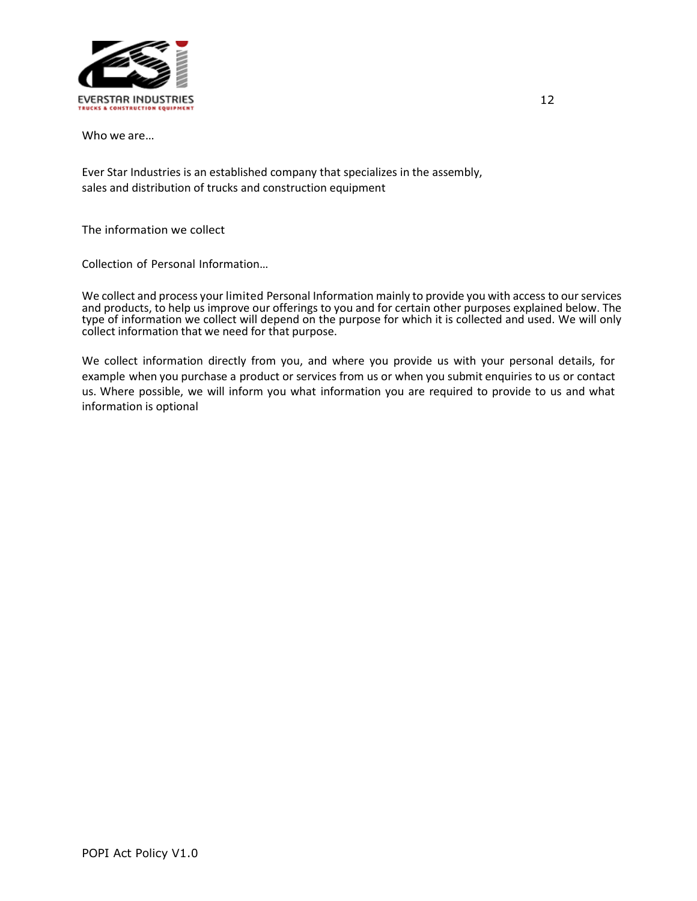Who we are…

Ever Star Industries is an established company that specializes in the assembly, sales and distribution of trucks and construction equipment

The information we collect

Collection of Personal Information…

We collect and process your limited Personal Information mainly to provide you with access to our services and products, to help us improve our offerings to you and for certain other purposes explained below. The type of information we collect will depend on the purpose for which it is collected and used. We will only collect information that we need for that purpose.

We collect information directly from you, and where you provide us with your personal details, for example when you purchase a product or services from us or when you submit enquiries to us or contact us. Where possible, we will inform you what information you are required to provide to us and what information is optional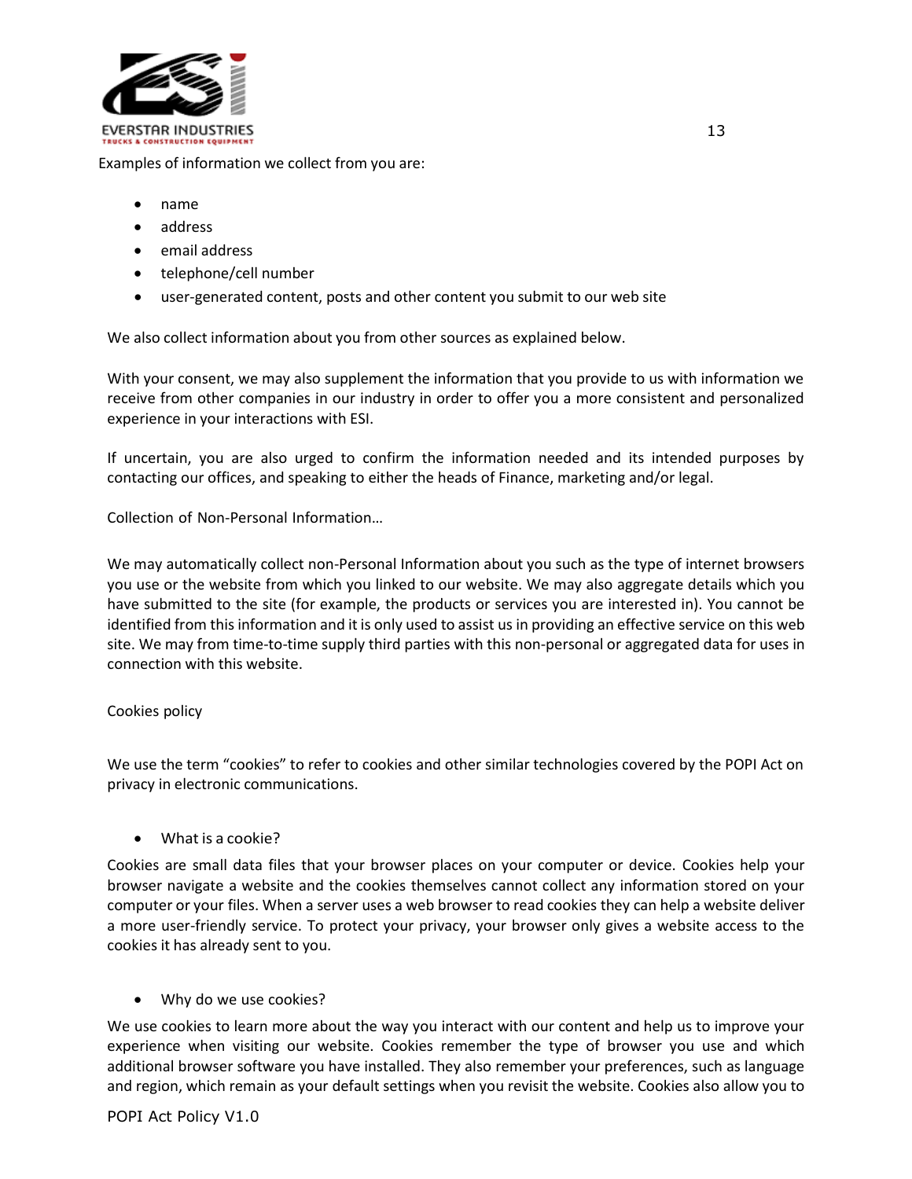Examples of information we collect from you are:

- name
- address
- email address
- telephone/cell number
- user-generated content, posts and other content you submit to our web site

We also collect information about you from other sources as explained below.

With your consent, we may also supplement the information that you provide to us with information we receive from other companies in our industry in order to offer you a more consistent and personalized experience in your interactions with ESI.

If uncertain, you are also urged to confirm the information needed and its intended purposes by contacting our offices, and speaking to either the heads of Finance, marketing and/or legal.

Collection of Non-Personal Information…

We may automatically collect non-Personal Information about you such as the type of internet browsers you use or the website from which you linked to our website. We may also aggregate details which you have submitted to the site (for example, the products or services you are interested in). You cannot be identified from this information and it is only used to assist us in providing an effective service on this web site. We may from time-to-time supply third parties with this non-personal or aggregated data for uses in connection with this website.

Cookies policy

We use the term "cookies" to refer to cookies and other similar technologies covered by the POPI Act on privacy in electronic communications.

- What is a cookie?

Cookies are small data files that your browser places on your computer or device. Cookies help your browser navigate a website and the cookies themselves cannot collect any information stored on your computer or your files. When a server uses a web browser to read cookies they can help a website deliver a more user-friendly service. To protect your privacy, your browser only gives a website access to the cookies it has already sent to you.

- Why do we use cookies?

We use cookies to learn more about the way you interact with our content and help us to improve your experience when visiting our website. Cookies remember the type of browser you use and which additional browser software you have installed. They also remember your preferences, such as language and region, which remain as your default settings when you revisit the website. Cookies also allow you to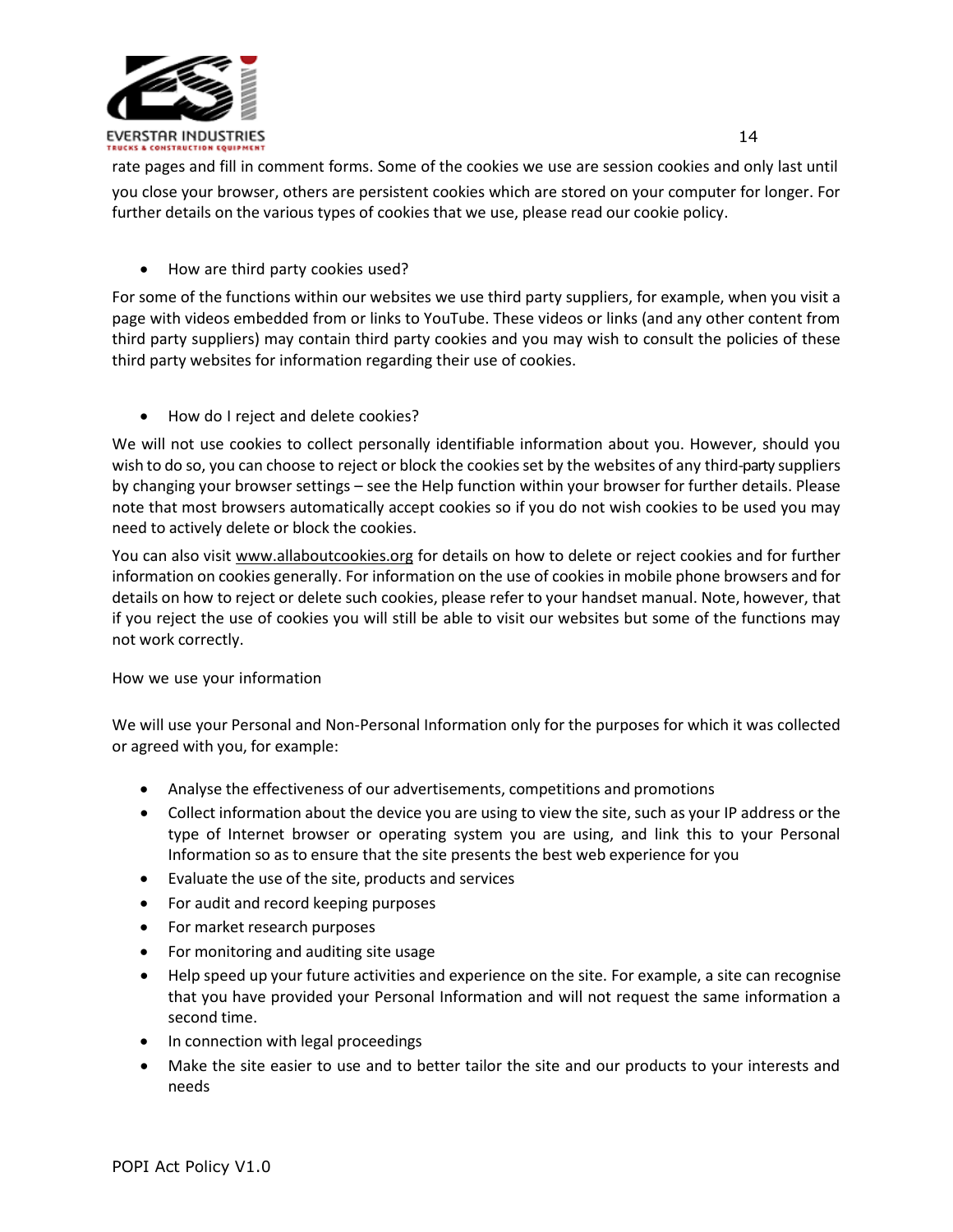rate pages and fill in comment forms. Some of the cookies we use are session cookies and only last until you close your browser, others are persistent cookies which are stored on your computer for longer. For further details on the various types of cookies that we use, please read our cookie policy.

- How are third party cookies used?

For some of the functions within our websites we use third party suppliers, for example, when you visit a page with videos embedded from or links to YouTube. These videos or links (and any other content from third party suppliers) may contain third party cookies and you may wish to consult the policies of these third party websites for information regarding their use of cookies.

- How do I reject and delete cookies?

We will not use cookies to collect personally identifiable information about you. However, should you wish to do so, you can choose to reject or block the cookies set by the websites of any third-party suppliers by changing your browser settings – see the Help function within your browser for further details. Please note that most browsers automatically accept cookies so if you do not wish cookies to be used you may need to actively delete or block the cookies.

You can also visit www.allaboutcookies.org for details on how to delete or reject cookies and for further information on cookies generally. For information on the use of cookies in mobile phone browsers and for details on how to reject or delete such cookies, please refer to your handset manual. Note, however, that if you reject the use of cookies you will still be able to visit our websites but some of the functions may not work correctly.

How we use your information

We will use your Personal and Non-Personal Information only for the purposes for which it was collected or agreed with you, for example:

- Analyse the effectiveness of our advertisements, competitions and promotions
- Collect information about the device you are using to view the site, such as your IP address or the type of Internet browser or operating system you are using, and link this to your Personal Information so as to ensure that the site presents the best web experience for you
- Evaluate the use of the site, products and services
- For audit and record keeping purposes
- For market research purposes
- For monitoring and auditing site usage
- Help speed up your future activities and experience on the site. For example, a site can recognise that you have provided your Personal Information and will not request the same information a second time.
- In connection with legal proceedings
- Make the site easier to use and to better tailor the site and our products to your interests and needs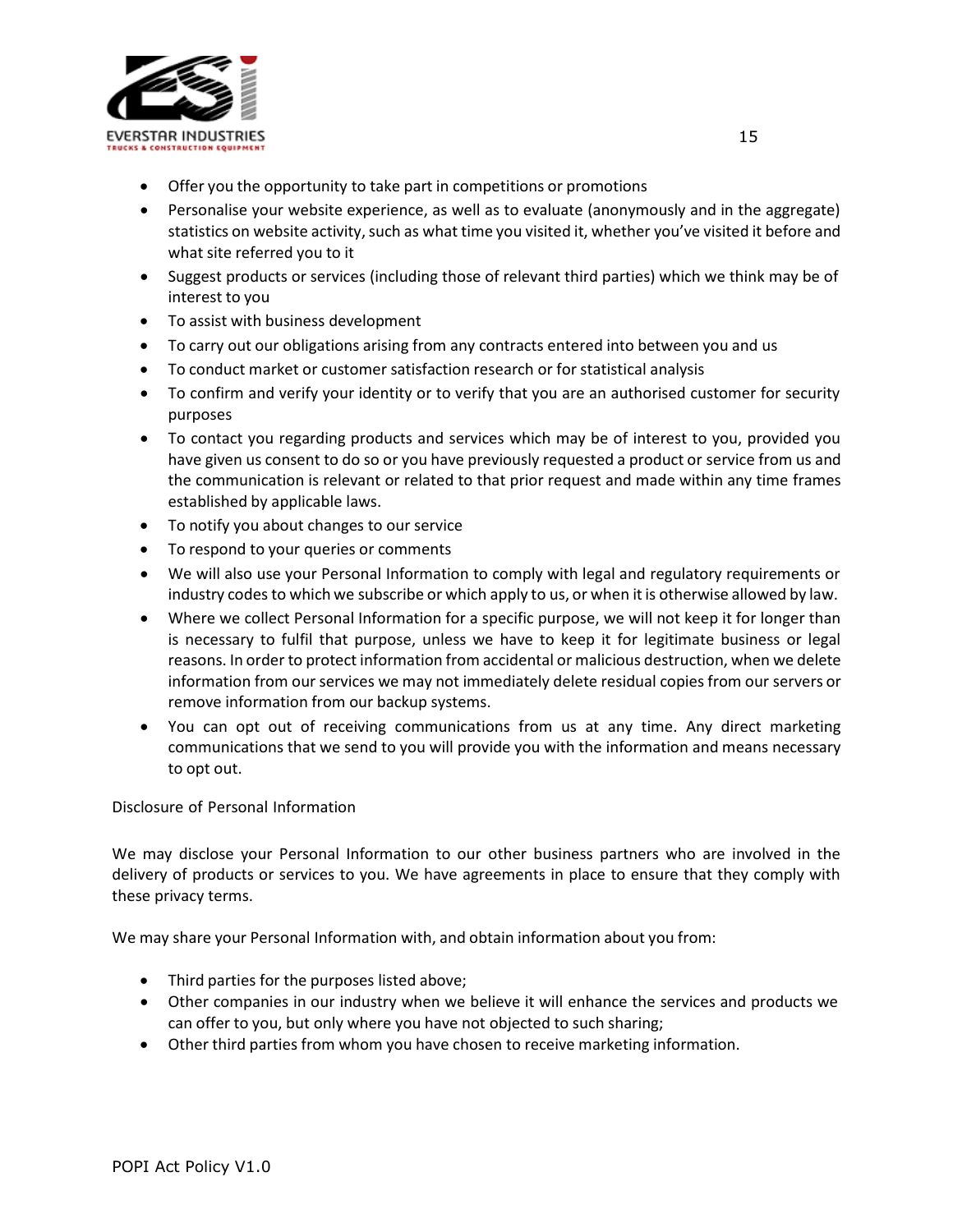- Offer you the opportunity to take part in competitions or promotions
- Personalise your website experience, as well as to evaluate (anonymously and in the aggregate) statistics on website activity, such as what time you visited it, whether you've visited it before and what site referred you to it
- Suggest products or services (including those of relevant third parties) which we think may be of interest to you
- To assist with business development
- To carry out our obligations arising from any contracts entered into between you and us
- To conduct market or customer satisfaction research or for statistical analysis
- To confirm and verify your identity or to verify that you are an authorised customer for security purposes
- To contact you regarding products and services which may be of interest to you, provided you have given us consent to do so or you have previously requested a product or service from us and the communication is relevant or related to that prior request and made within any time frames established by applicable laws.
- To notify you about changes to our service
- To respond to your queries or comments
- We will also use your Personal Information to comply with legal and regulatory requirements or industry codes to which we subscribe or which apply to us, or when it is otherwise allowed by law.
- Where we collect Personal Information for a specific purpose, we will not keep it for longer than is necessary to fulfil that purpose, unless we have to keep it for legitimate business or legal reasons. In order to protect information from accidental or malicious destruction, when we delete information from our services we may not immediately delete residual copies from our servers or remove information from our backup systems.
- You can opt out of receiving communications from us at any time. Any direct marketing communications that we send to you will provide you with the information and means necessary to opt out.

Disclosure of Personal Information

We may disclose your Personal Information to our other business partners who are involved in the delivery of products or services to you. We have agreements in place to ensure that they comply with these privacy terms.

We may share your Personal Information with, and obtain information about you from:

- Third parties for the purposes listed above;
- Other companies in our industry when we believe it will enhance the services and products we can offer to you, but only where you have not objected to such sharing;
- Other third parties from whom you have chosen to receive marketing information.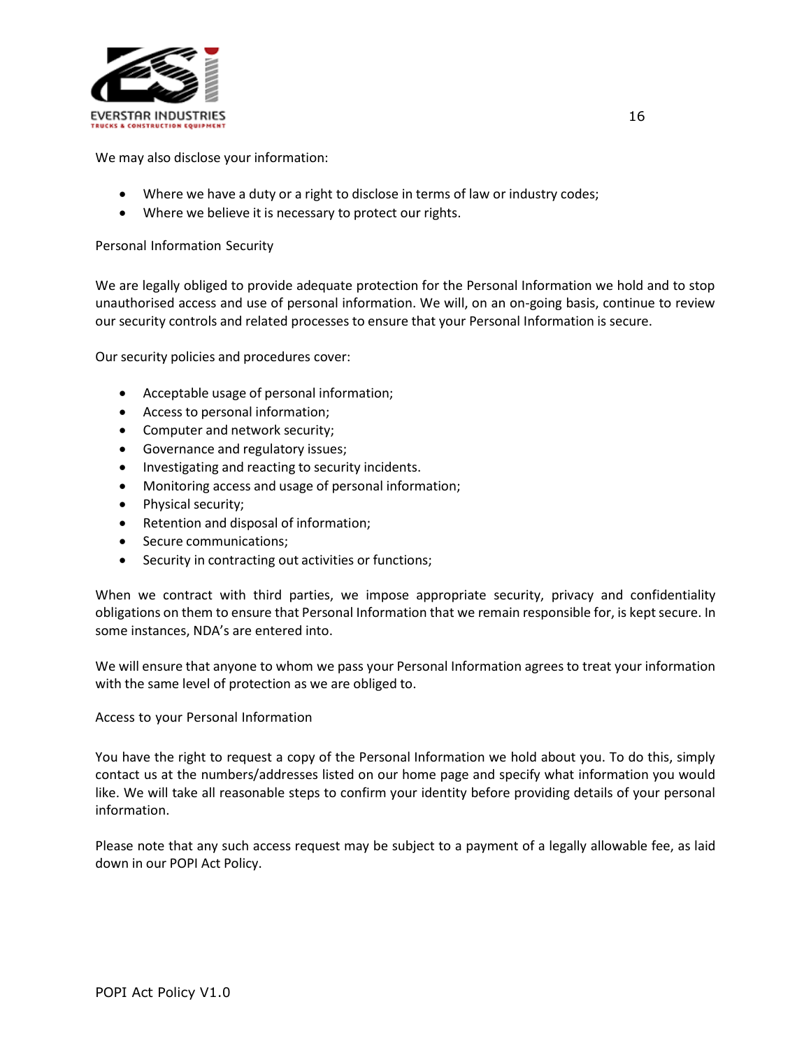We may also disclose your information:

- Where we have a duty or a right to disclose in terms of law or industry codes;
- Where we believe it is necessary to protect our rights.

## Personal Information Security

We are legally obliged to provide adequate protection for the Personal Information we hold and to stop unauthorised access and use of personal information. We will, on an on-going basis, continue to review our security controls and related processes to ensure that your Personal Information is secure.

Our security policies and procedures cover:

- Acceptable usage of personal information;
- Access to personal information;
- Computer and network security;
- Governance and regulatory issues;
- Investigating and reacting to security incidents.
- Monitoring access and usage of personal information;
- Physical security;
- Retention and disposal of information;
- Secure communications;
- Security in contracting out activities or functions;

When we contract with third parties, we impose appropriate security, privacy and confidentiality obligations on them to ensure that Personal Information that we remain responsible for, is kept secure. In some instances, NDA's are entered into.

We will ensure that anyone to whom we pass your Personal Information agrees to treat your information with the same level of protection as we are obliged to.

## Access to your Personal Information

You have the right to request a copy of the Personal Information we hold about you. To do this, simply contact us at the numbers/addresses listed on our home page and specify what information you would like. We will take all reasonable steps to confirm your identity before providing details of your personal information.

Please note that any such access request may be subject to a payment of a legally allowable fee, as laid down in our POPI Act Policy.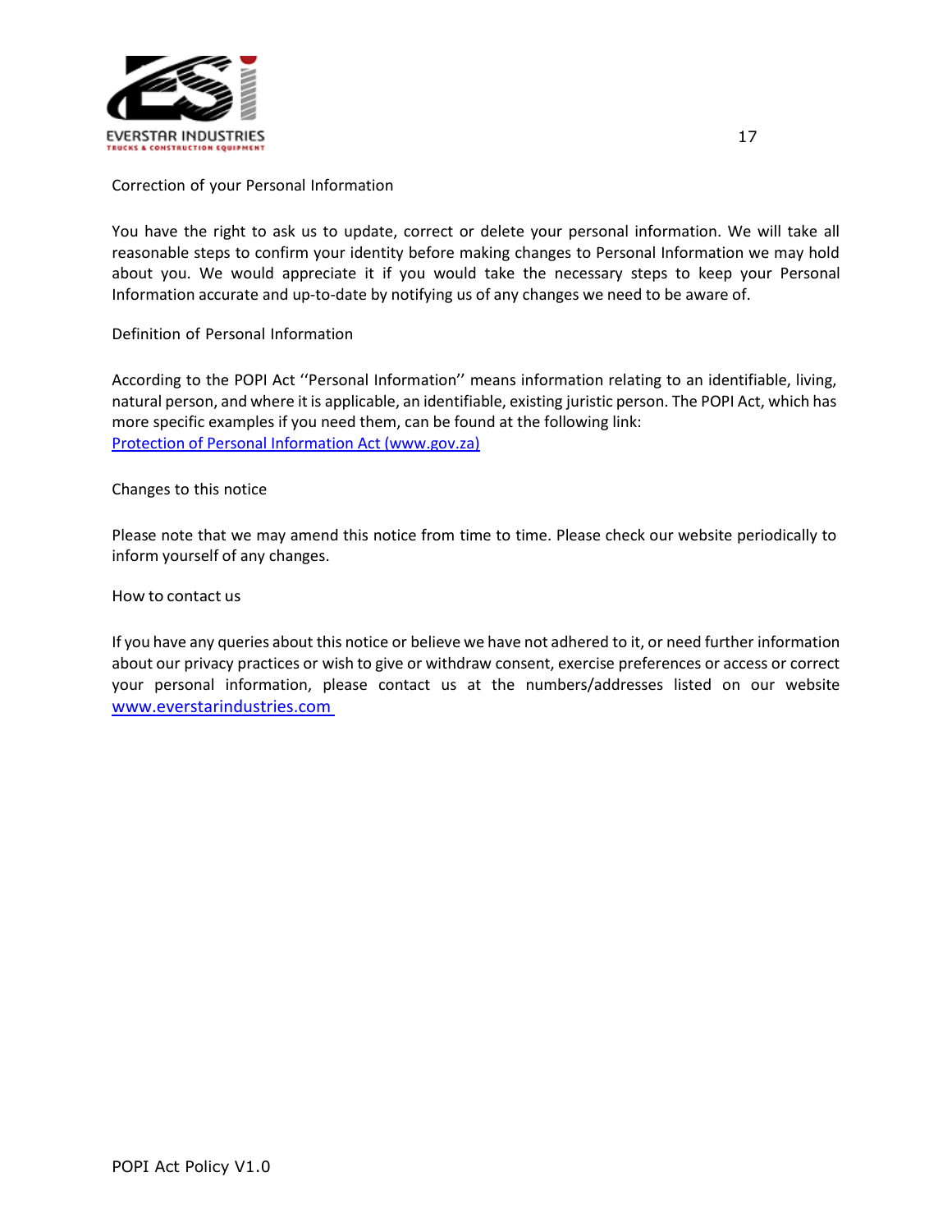## Correction of your Personal Information

You have the right to ask us to update, correct or delete your personal information. We will take all reasonable steps to confirm your identity before making changes to Personal Information we may hold about you. We would appreciate it if you would take the necessary steps to keep your Personal Information accurate and up-to-date by notifying us of any changes we need to be aware of.

## Definition of Personal Information

According to the POPI Act ''Personal Information'' means information relating to an identifiable, living, natural person, and where it is applicable, an identifiable, existing juristic person. The POPI Act, which has more specific examples if you need them, can be found at the following link:
[Protection of Personal Information Act (www.gov.za)](www.gov.za)

## Changes to this notice

Please note that we may amend this notice from time to time. Please check our website periodically to inform yourself of any changes.

## How to contact us

If you have any queries about this notice or believe we have not adhered to it, or need further information about our privacy practices or wish to give or withdraw consent, exercise preferences or access or correct your personal information, please contact us at the numbers/addresses listed on our website [www.everstarindustries.com](www.everstarindustries.com)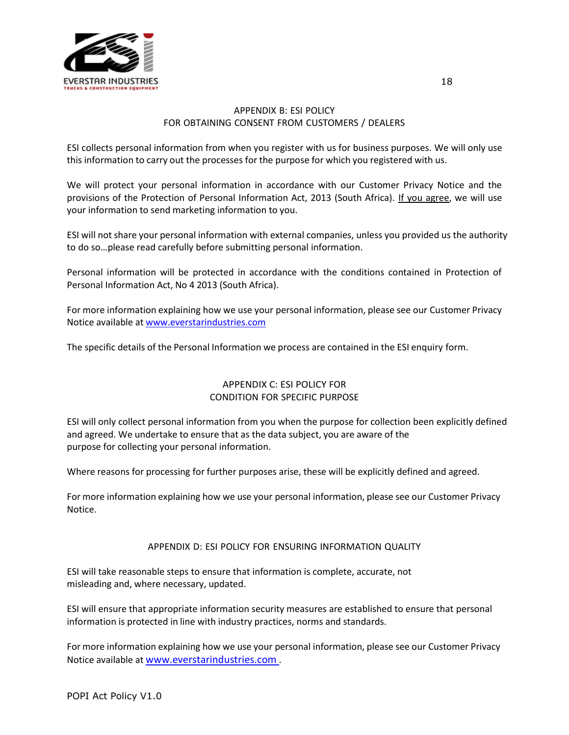## APPENDIX B: ESI POLICY FOR OBTAINING CONSENT FROM CUSTOMERS / DEALERS

ESI collects personal information from when you register with us for business purposes. We will only use this information to carry out the processes for the purpose for which you registered with us.

We will protect your personal information in accordance with our Customer Privacy Notice and the provisions of the Protection of Personal Information Act, 2013 (South Africa). If you agree, we will use your information to send marketing information to you.

ESI will not share your personal information with external companies, unless you provided us the authority to do so…please read carefully before submitting personal information.

Personal information will be protected in accordance with the conditions contained in Protection of Personal Information Act, No 4 2013 (South Africa).

For more information explaining how we use your personal information, please see our Customer Privacy Notice available at www.everstarindustries.com

The specific details of the Personal Information we process are contained in the ESI enquiry form.

## APPENDIX C: ESI POLICY FOR CONDITION FOR SPECIFIC PURPOSE

ESI will only collect personal information from you when the purpose for collection been explicitly defined and agreed. We undertake to ensure that as the data subject, you are aware of the purpose for collecting your personal information.

Where reasons for processing for further purposes arise, these will be explicitly defined and agreed.

For more information explaining how we use your personal information, please see our Customer Privacy Notice.

## APPENDIX D: ESI POLICY FOR ENSURING INFORMATION QUALITY

ESI will take reasonable steps to ensure that information is complete, accurate, not misleading and, where necessary, updated.

ESI will ensure that appropriate information security measures are established to ensure that personal information is protected in line with industry practices, norms and standards.

For more information explaining how we use your personal information, please see our Customer Privacy Notice available at www.everstarindustries.com .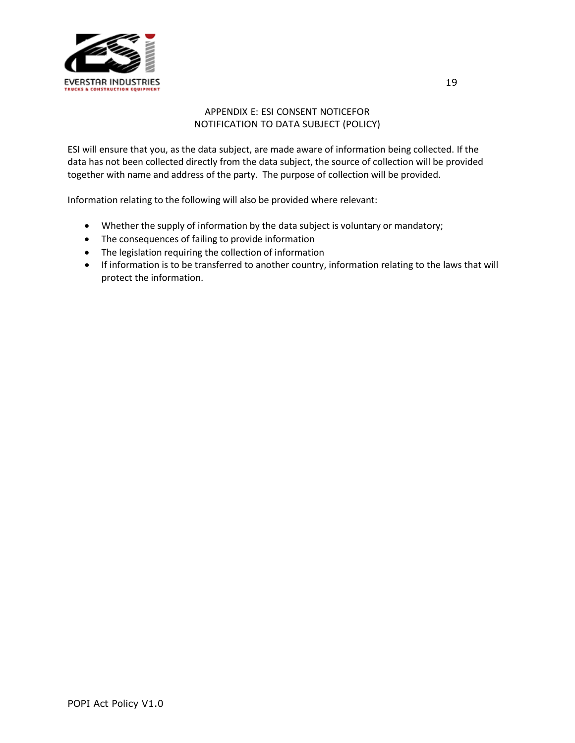## APPENDIX E: ESI CONSENT NOTICEFOR NOTIFICATION TO DATA SUBJECT (POLICY)

ESI will ensure that you, as the data subject, are made aware of information being collected. If the data has not been collected directly from the data subject, the source of collection will be provided together with name and address of the party. The purpose of collection will be provided.

Information relating to the following will also be provided where relevant:

- Whether the supply of information by the data subject is voluntary or mandatory;
- The consequences of failing to provide information
- The legislation requiring the collection of information
- If information is to be transferred to another country, information relating to the laws that will protect the information.